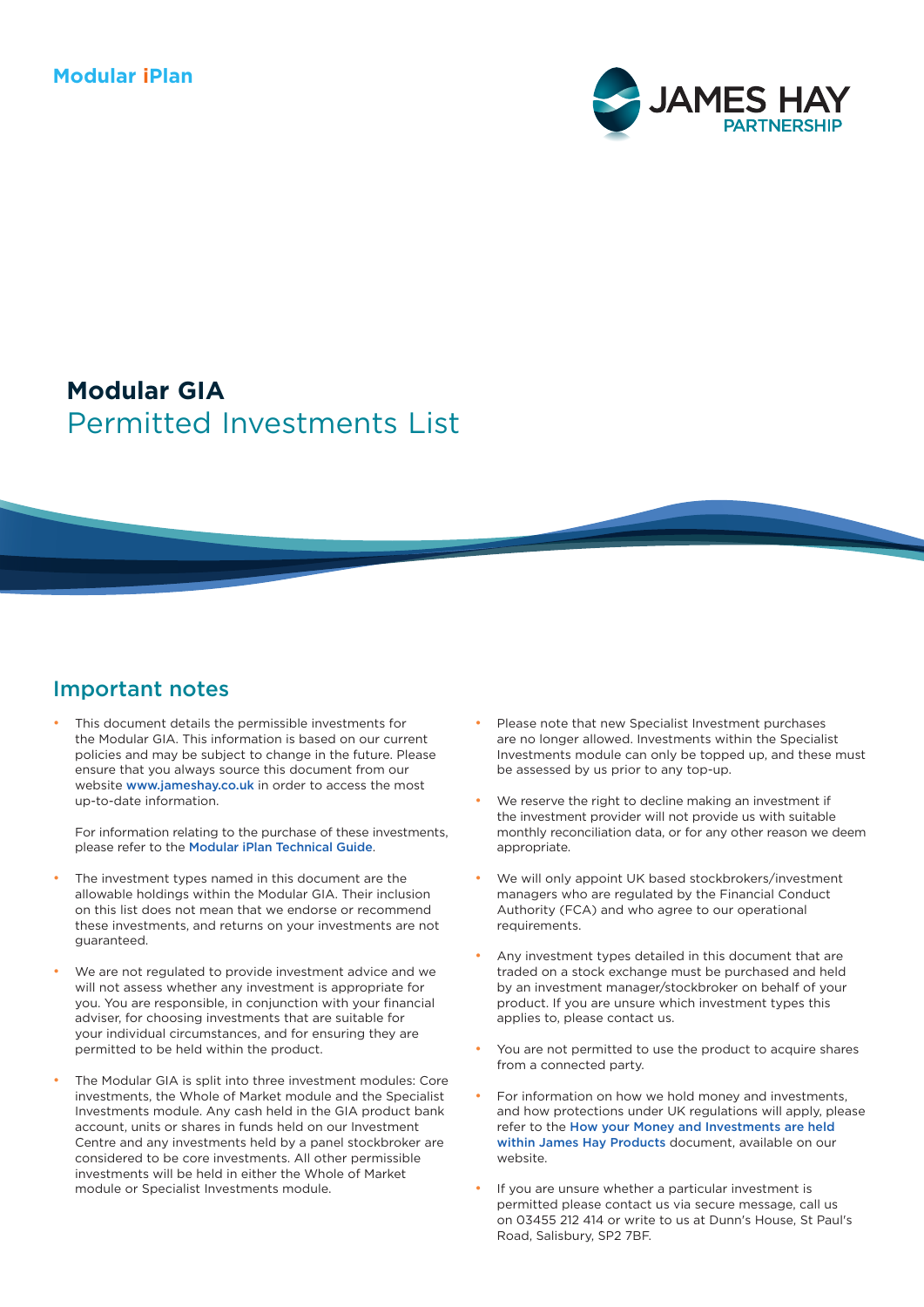Modular iPlan

JAMES HAY PARTNERSHIP

# Modular GIA
## Permitted Investments List

## Important notes

- This document details the permissible investments for the Modular GIA. This information is based on our current policies and may be subject to change in the future. Please ensure that you always source this document from our website www.jameshay.co.uk in order to access the most up-to-date information.

  For information relating to the purchase of these investments, please refer to the Modular iPlan Technical Guide.

- The investment types named in this document are the allowable holdings within the Modular GIA. Their inclusion on this list does not mean that we endorse or recommend these investments, and returns on your investments are not guaranteed.

- We are not regulated to provide investment advice and we will not assess whether any investment is appropriate for you. You are responsible, in conjunction with your financial adviser, for choosing investments that are suitable for your individual circumstances, and for ensuring they are permitted to be held within the product.

- The Modular GIA is split into three investment modules: Core investments, the Whole of Market module and the Specialist Investments module. Any cash held in the GIA product bank account, units or shares in funds held on our Investment Centre and any investments held by a panel stockbroker are considered to be core investments. All other permissible investments will be held in either the Whole of Market module or Specialist Investments module.

- Please note that new Specialist Investment purchases are no longer allowed. Investments within the Specialist Investments module can only be topped up, and these must be assessed by us prior to any top-up.

- We reserve the right to decline making an investment if the investment provider will not provide us with suitable monthly reconciliation data, or for any other reason we deem appropriate.

- We will only appoint UK based stockbrokers/investment managers who are regulated by the Financial Conduct Authority (FCA) and who agree to our operational requirements.

- Any investment types detailed in this document that are traded on a stock exchange must be purchased and held by an investment manager/stockbroker on behalf of your product. If you are unsure which investment types this applies to, please contact us.

- You are not permitted to use the product to acquire shares from a connected party.

- For information on how we hold money and investments, and how protections under UK regulations will apply, please refer to the How your Money and Investments are held within James Hay Products document, available on our website.

- If you are unsure whether a particular investment is permitted please contact us via secure message, call us on 03455 212 414 or write to us at Dunn's House, St Paul's Road, Salisbury, SP2 7BF.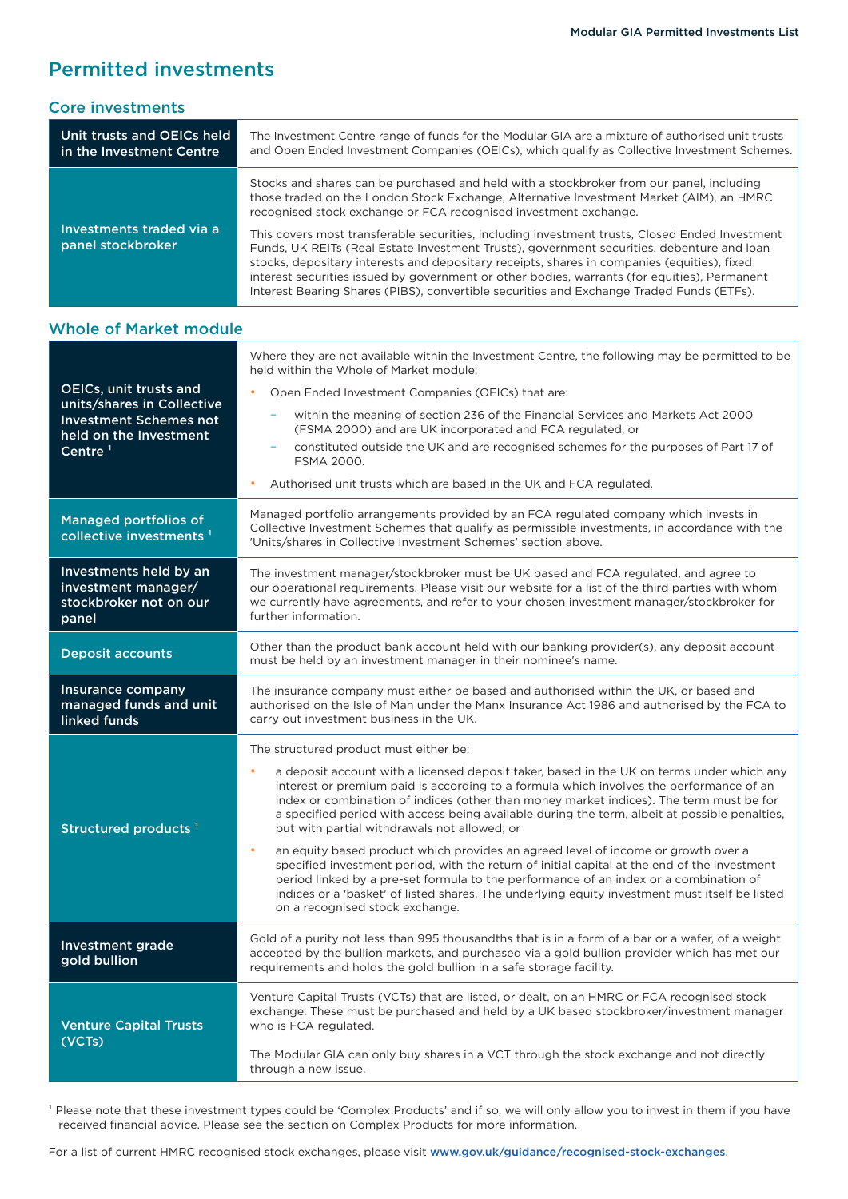# Permitted investments

## Core investments

| | |
|---|---|
| **Unit trusts and OEICs held in the Investment Centre** | The Investment Centre range of funds for the Modular GIA are a mixture of authorised unit trusts and Open Ended Investment Companies (OEICs), which qualify as Collective Investment Schemes. |
| **Investments traded via a panel stockbroker** | Stocks and shares can be purchased and held with a stockbroker from our panel, including those traded on the London Stock Exchange, Alternative Investment Market (AIM), an HMRC recognised stock exchange or FCA recognised investment exchange.<br><br>This covers most transferable securities, including investment trusts, Closed Ended Investment Funds, UK REITs (Real Estate Investment Trusts), government securities, debenture and loan stocks, depositary interests and depositary receipts, shares in companies (equities), fixed interest securities issued by government or other bodies, warrants (for equities), Permanent Interest Bearing Shares (PIBS), convertible securities and Exchange Traded Funds (ETFs). |

## Whole of Market module

| | |
|---|---|
| **OEICs, unit trusts and units/shares in Collective Investment Schemes not held on the Investment Centre [1]** | Where they are not available within the Investment Centre, the following may be permitted to be held within the Whole of Market module:<br>• Open Ended Investment Companies (OEICs) that are:<br>&nbsp;&nbsp;– within the meaning of section 236 of the Financial Services and Markets Act 2000 (FSMA 2000) and are UK incorporated and FCA regulated, or<br>&nbsp;&nbsp;– constituted outside the UK and are recognised schemes for the purposes of Part 17 of FSMA 2000.<br>• Authorised unit trusts which are based in the UK and FCA regulated. |
| **Managed portfolios of collective investments [1]** | Managed portfolio arrangements provided by an FCA regulated company which invests in Collective Investment Schemes that qualify as permissible investments, in accordance with the 'Units/shares in Collective Investment Schemes' section above. |
| **Investments held by an investment manager/ stockbroker not on our panel** | The investment manager/stockbroker must be UK based and FCA regulated, and agree to our operational requirements. Please visit our website for a list of the third parties with whom we currently have agreements, and refer to your chosen investment manager/stockbroker for further information. |
| **Deposit accounts** | Other than the product bank account held with our banking provider(s), any deposit account must be held by an investment manager in their nominee's name. |
| **Insurance company managed funds and unit linked funds** | The insurance company must either be based and authorised within the UK, or based and authorised on the Isle of Man under the Manx Insurance Act 1986 and authorised by the FCA to carry out investment business in the UK. |
| **Structured products [1]** | The structured product must either be:<br>• a deposit account with a licensed deposit taker, based in the UK on terms under which any interest or premium paid is according to a formula which involves the performance of an index or combination of indices (other than money market indices). The term must be for a specified period with access being available during the term, albeit at possible penalties, but with partial withdrawals not allowed; or<br>• an equity based product which provides an agreed level of income or growth over a specified investment period, with the return of initial capital at the end of the investment period linked by a pre-set formula to the performance of an index or a combination of indices or a 'basket' of listed shares. The underlying equity investment must itself be listed on a recognised stock exchange. |
| **Investment grade gold bullion** | Gold of a purity not less than 995 thousandths that is in a form of a bar or a wafer, of a weight accepted by the bullion markets, and purchased via a gold bullion provider which has met our requirements and holds the gold bullion in a safe storage facility. |
| **Venture Capital Trusts (VCTs)** | Venture Capital Trusts (VCTs) that are listed, or dealt, on an HMRC or FCA recognised stock exchange. These must be purchased and held by a UK based stockbroker/investment manager who is FCA regulated.<br><br>The Modular GIA can only buy shares in a VCT through the stock exchange and not directly through a new issue. |

[1] Please note that these investment types could be 'Complex Products' and if so, we will only allow you to invest in them if you have received financial advice. Please see the section on Complex Products for more information.

For a list of current HMRC recognised stock exchanges, please visit www.gov.uk/guidance/recognised-stock-exchanges.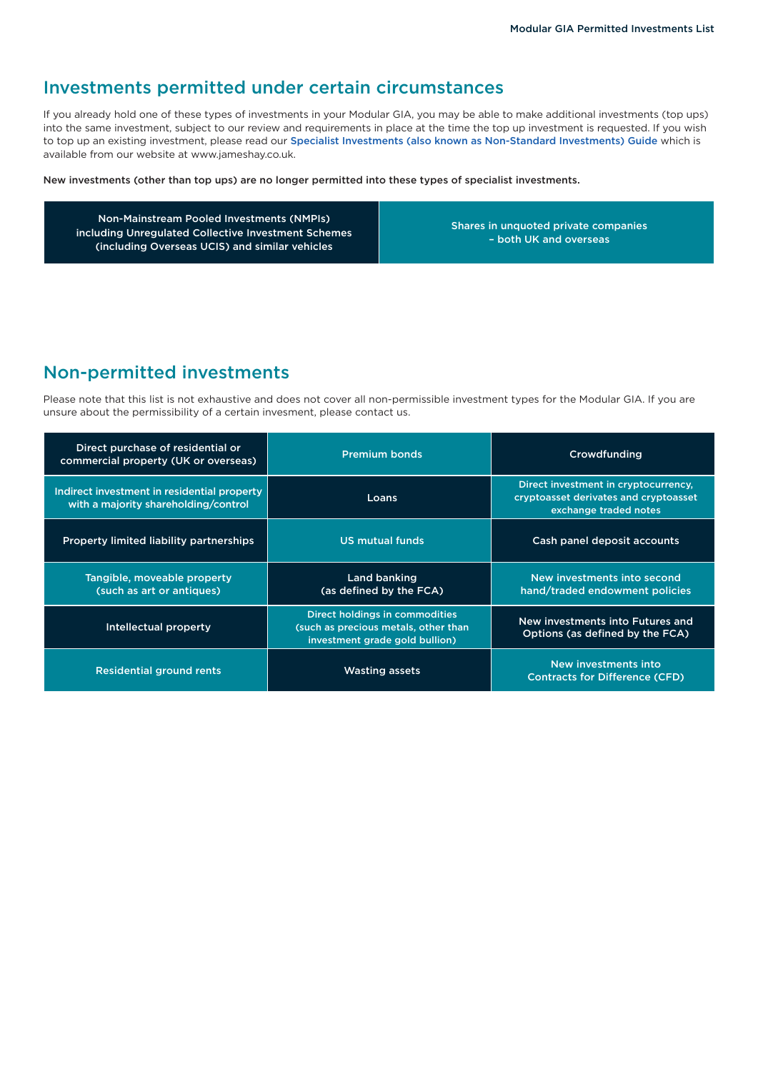## Investments permitted under certain circumstances

If you already hold one of these types of investments in your Modular GIA, you may be able to make additional investments (top ups) into the same investment, subject to our review and requirements in place at the time the top up investment is requested. If you wish to top up an existing investment, please read our **Specialist Investments (also known as Non-Standard Investments) Guide** which is available from our website at www.jameshay.co.uk.

**New investments (other than top ups) are no longer permitted into these types of specialist investments.**

| Non-Mainstream Pooled Investments (NMPIs) including Unregulated Collective Investment Schemes (including Overseas UCIS) and similar vehicles | Shares in unquoted private companies – both UK and overseas |
|---|---|

## Non-permitted investments

Please note that this list is not exhaustive and does not cover all non-permissible investment types for the Modular GIA. If you are unsure about the permissibility of a certain invesment, please contact us.

| Direct purchase of residential or commercial property (UK or overseas) | Premium bonds | Crowdfunding |
|---|---|---|
| Indirect investment in residential property with a majority shareholding/control | Loans | Direct investment in cryptocurrency, cryptoasset derivates and cryptoasset exchange traded notes |
| Property limited liability partnerships | US mutual funds | Cash panel deposit accounts |
| Tangible, moveable property (such as art or antiques) | Land banking (as defined by the FCA) | New investments into second hand/traded endowment policies |
| Intellectual property | Direct holdings in commodities (such as precious metals, other than investment grade gold bullion) | New investments into Futures and Options (as defined by the FCA) |
| Residential ground rents | Wasting assets | New investments into Contracts for Difference (CFD) |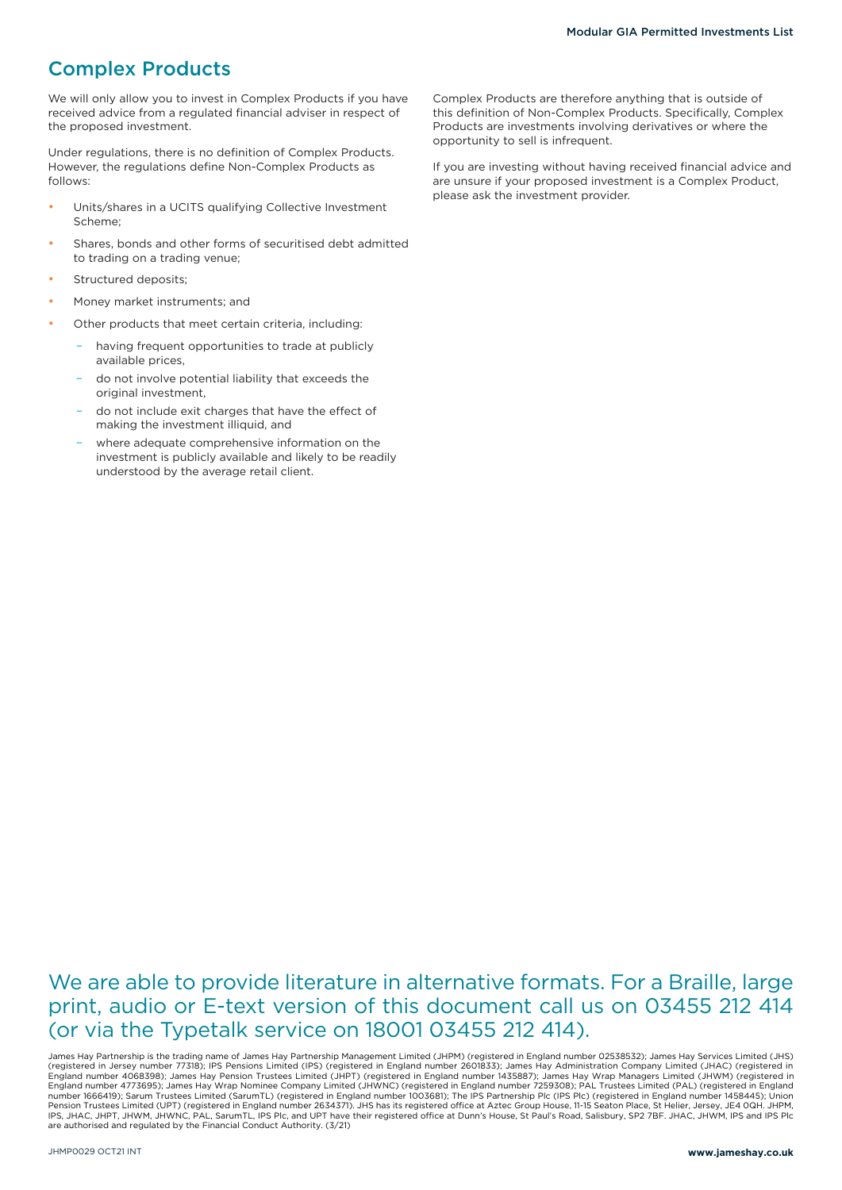## Complex Products

We will only allow you to invest in Complex Products if you have received advice from a regulated financial adviser in respect of the proposed investment.

Under regulations, there is no definition of Complex Products. However, the regulations define Non-Complex Products as follows:

- Units/shares in a UCITS qualifying Collective Investment Scheme;
- Shares, bonds and other forms of securitised debt admitted to trading on a trading venue;
- Structured deposits;
- Money market instruments; and
- Other products that meet certain criteria, including:
  - having frequent opportunities to trade at publicly available prices,
  - do not involve potential liability that exceeds the original investment,
  - do not include exit charges that have the effect of making the investment illiquid, and
  - where adequate comprehensive information on the investment is publicly available and likely to be readily understood by the average retail client.

Complex Products are therefore anything that is outside of this definition of Non-Complex Products. Specifically, Complex Products are investments involving derivatives or where the opportunity to sell is infrequent.

If you are investing without having received financial advice and are unsure if your proposed investment is a Complex Product, please ask the investment provider.

We are able to provide literature in alternative formats. For a Braille, large print, audio or E-text version of this document call us on 03455 212 414 (or via the Typetalk service on 18001 03455 212 414).

James Hay Partnership is the trading name of James Hay Partnership Management Limited (JHPM) (registered in England number 02538532); James Hay Services Limited (JHS) (registered in Jersey number 77318); IPS Pensions Limited (IPS) (registered in England number 2601833); James Hay Administration Company Limited (JHAC) (registered in England number 4068398); James Hay Pension Trustees Limited (JHPT) (registered in England number 1435887); James Hay Wrap Managers Limited (JHWM) (registered in England number 4773695); James Hay Wrap Nominee Company Limited (JHWNC) (registered in England number 7259308); PAL Trustees Limited (PAL) (registered in England number 1666419); Sarum Trustees Limited (SarumTL) (registered in England number 1003681); The IPS Partnership Plc (IPS Plc) (registered in England number 1458445); Union Pension Trustees Limited (UPT) (registered in England number 2634371). JHS has its registered office at Aztec Group House, 11-15 Seaton Place, St Helier, Jersey, JE4 0QH. JHPM, IPS, JHAC, JHPT, JHWM, JHWNC, PAL, SarumTL, IPS Plc, and UPT have their registered office at Dunn's House, St Paul's Road, Salisbury, SP2 7BF. JHAC, JHWM, IPS and IPS Plc are authorised and regulated by the Financial Conduct Authority. (3/21)

JHMP0029 OCT21 INT

www.jameshay.co.uk